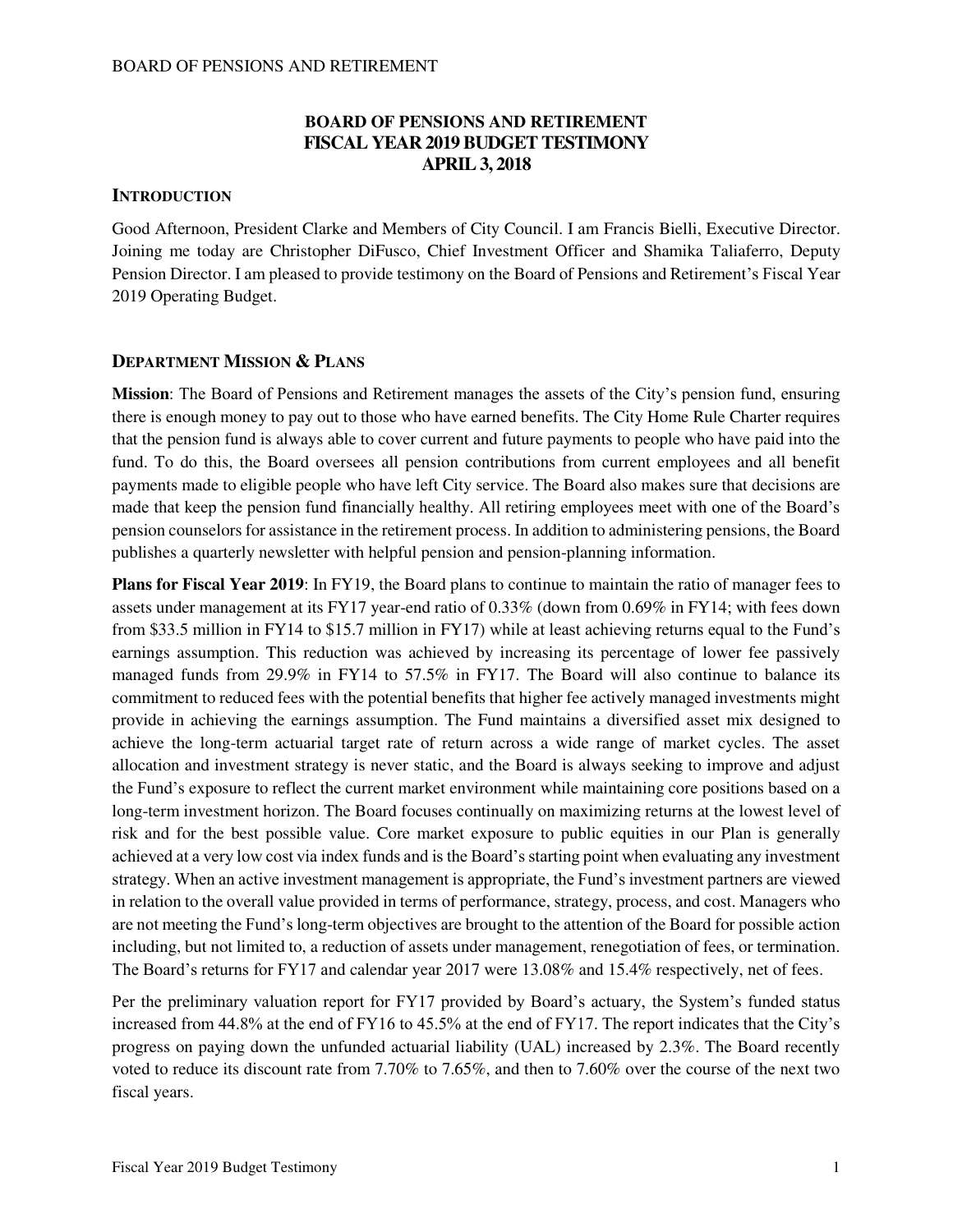**BOARD OF PENSIONS AND RETIREMENT**
**FISCAL YEAR 2019 BUDGET TESTIMONY**
**APRIL 3, 2018**

## INTRODUCTION

Good Afternoon, President Clarke and Members of City Council. I am Francis Bielli, Executive Director. Joining me today are Christopher DiFusco, Chief Investment Officer and Shamika Taliaferro, Deputy Pension Director. I am pleased to provide testimony on the Board of Pensions and Retirement's Fiscal Year 2019 Operating Budget.

## DEPARTMENT MISSION & PLANS

**Mission**: The Board of Pensions and Retirement manages the assets of the City's pension fund, ensuring there is enough money to pay out to those who have earned benefits. The City Home Rule Charter requires that the pension fund is always able to cover current and future payments to people who have paid into the fund. To do this, the Board oversees all pension contributions from current employees and all benefit payments made to eligible people who have left City service. The Board also makes sure that decisions are made that keep the pension fund financially healthy. All retiring employees meet with one of the Board's pension counselors for assistance in the retirement process. In addition to administering pensions, the Board publishes a quarterly newsletter with helpful pension and pension-planning information.

**Plans for Fiscal Year 2019**: In FY19, the Board plans to continue to maintain the ratio of manager fees to assets under management at its FY17 year-end ratio of 0.33% (down from 0.69% in FY14; with fees down from $33.5 million in FY14 to $15.7 million in FY17) while at least achieving returns equal to the Fund's earnings assumption. This reduction was achieved by increasing its percentage of lower fee passively managed funds from 29.9% in FY14 to 57.5% in FY17. The Board will also continue to balance its commitment to reduced fees with the potential benefits that higher fee actively managed investments might provide in achieving the earnings assumption. The Fund maintains a diversified asset mix designed to achieve the long-term actuarial target rate of return across a wide range of market cycles. The asset allocation and investment strategy is never static, and the Board is always seeking to improve and adjust the Fund's exposure to reflect the current market environment while maintaining core positions based on a long-term investment horizon. The Board focuses continually on maximizing returns at the lowest level of risk and for the best possible value. Core market exposure to public equities in our Plan is generally achieved at a very low cost via index funds and is the Board's starting point when evaluating any investment strategy. When an active investment management is appropriate, the Fund's investment partners are viewed in relation to the overall value provided in terms of performance, strategy, process, and cost. Managers who are not meeting the Fund's long-term objectives are brought to the attention of the Board for possible action including, but not limited to, a reduction of assets under management, renegotiation of fees, or termination. The Board's returns for FY17 and calendar year 2017 were 13.08% and 15.4% respectively, net of fees.

Per the preliminary valuation report for FY17 provided by Board's actuary, the System's funded status increased from 44.8% at the end of FY16 to 45.5% at the end of FY17. The report indicates that the City's progress on paying down the unfunded actuarial liability (UAL) increased by 2.3%. The Board recently voted to reduce its discount rate from 7.70% to 7.65%, and then to 7.60% over the course of the next two fiscal years.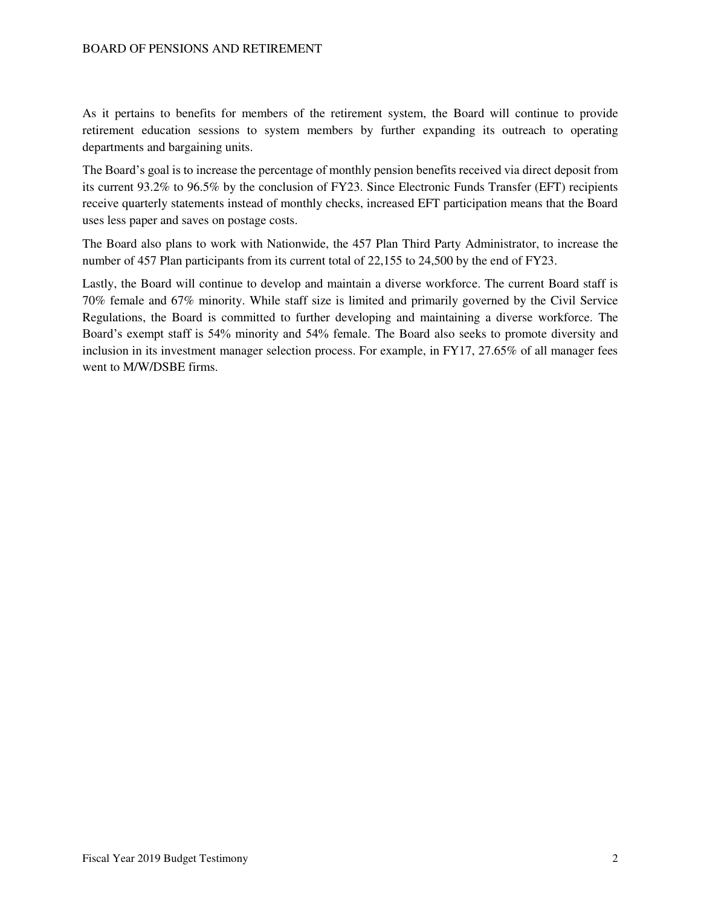As it pertains to benefits for members of the retirement system, the Board will continue to provide retirement education sessions to system members by further expanding its outreach to operating departments and bargaining units.

The Board's goal is to increase the percentage of monthly pension benefits received via direct deposit from its current 93.2% to 96.5% by the conclusion of FY23. Since Electronic Funds Transfer (EFT) recipients receive quarterly statements instead of monthly checks, increased EFT participation means that the Board uses less paper and saves on postage costs.

The Board also plans to work with Nationwide, the 457 Plan Third Party Administrator, to increase the number of 457 Plan participants from its current total of 22,155 to 24,500 by the end of FY23.

Lastly, the Board will continue to develop and maintain a diverse workforce. The current Board staff is 70% female and 67% minority. While staff size is limited and primarily governed by the Civil Service Regulations, the Board is committed to further developing and maintaining a diverse workforce. The Board's exempt staff is 54% minority and 54% female. The Board also seeks to promote diversity and inclusion in its investment manager selection process. For example, in FY17, 27.65% of all manager fees went to M/W/DSBE firms.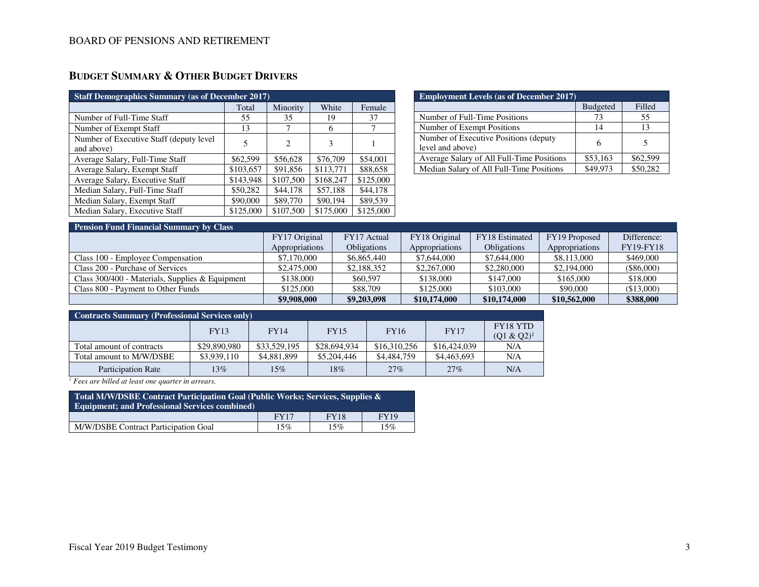## BUDGET SUMMARY & OTHER BUDGET DRIVERS

| Staff Demographics Summary (as of December 2017) | | | | |
|---|---|---|---|---|
| | Total | Minority | White | Female |
| Number of Full-Time Staff | 55 | 35 | 19 | 37 |
| Number of Exempt Staff | 13 | 7 | 6 | 7 |
| Number of Executive Staff (deputy level and above) | 5 | 2 | 3 | 1 |
| Average Salary, Full-Time Staff | $62,599 | $56,628 | $76,709 | $54,001 |
| Average Salary, Exempt Staff | $103,657 | $91,856 | $113,771 | $88,658 |
| Average Salary, Executive Staff | $143,948 | $107,500 | $168,247 | $125,000 |
| Median Salary, Full-Time Staff | $50,282 | $44,178 | $57,188 | $44,178 |
| Median Salary, Exempt Staff | $90,000 | $89,770 | $90,194 | $89,539 |
| Median Salary, Executive Staff | $125,000 | $107,500 | $175,000 | $125,000 |

| Employment Levels (as of December 2017) | | |
|---|---|---|
| | Budgeted | Filled |
| Number of Full-Time Positions | 73 | 55 |
| Number of Exempt Positions | 14 | 13 |
| Number of Executive Positions (deputy level and above) | 6 | 5 |
| Average Salary of All Full-Time Positions | $53,163 | $62,599 |
| Median Salary of All Full-Time Positions | $49,973 | $50,282 |

| Pension Fund Financial Summary by Class | | | | | | |
|---|---|---|---|---|---|---|
| | FY17 Original Appropriations | FY17 Actual Obligations | FY18 Original Appropriations | FY18 Estimated Obligations | FY19 Proposed Appropriations | Difference: FY19-FY18 |
| Class 100 - Employee Compensation | $7,170,000 | $6,865,440 | $7,644,000 | $7,644,000 | $8,113,000 | $469,000 |
| Class 200 - Purchase of Services | $2,475,000 | $2,188,352 | $2,267,000 | $2,280,000 | $2,194,000 | ($86,000) |
| Class 300/400 - Materials, Supplies & Equipment | $138,000 | $60,597 | $138,000 | $147,000 | $165,000 | $18,000 |
| Class 800 - Payment to Other Funds | $125,000 | $88,709 | $125,000 | $103,000 | $90,000 | ($13,000) |
| | **$9,908,000** | **$9,203,098** | **$10,174,000** | **$10,174,000** | **$10,562,000** | **$388,000** |

| Contracts Summary (Professional Services only) | | | | | | |
|---|---|---|---|---|---|---|
| | FY13 | FY14 | FY15 | FY16 | FY17 | FY18 YTD (Q1 & Q2)[1] |
| Total amount of contracts | $29,890,980 | $33,529,195 | $28,694,934 | $16,310,256 | $16,424,039 | N/A |
| Total amount to M/W/DSBE | $3,939,110 | $4,881,899 | $5,204,446 | $4,484,759 | $4,463,693 | N/A |
| Participation Rate | 13% | 15% | 18% | 27% | 27% | N/A |

*[1] Fees are billed at least one quarter in arrears.*

| Total M/W/DSBE Contract Participation Goal (Public Works; Services, Supplies & Equipment; and Professional Services combined) | | | |
|---|---|---|---|
| | FY17 | FY18 | FY19 |
| M/W/DSBE Contract Participation Goal | 15% | 15% | 15% |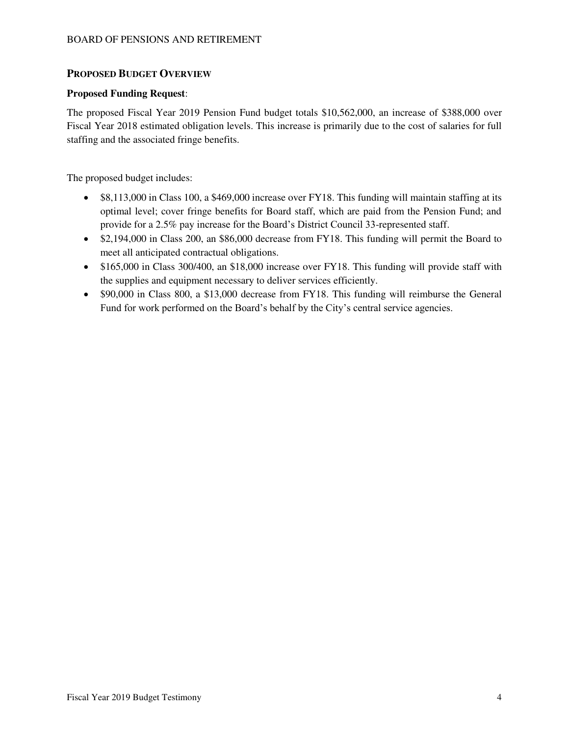## PROPOSED BUDGET OVERVIEW

**Proposed Funding Request**:

The proposed Fiscal Year 2019 Pension Fund budget totals $10,562,000, an increase of $388,000 over Fiscal Year 2018 estimated obligation levels. This increase is primarily due to the cost of salaries for full staffing and the associated fringe benefits.

The proposed budget includes:

- $8,113,000 in Class 100, a $469,000 increase over FY18. This funding will maintain staffing at its optimal level; cover fringe benefits for Board staff, which are paid from the Pension Fund; and provide for a 2.5% pay increase for the Board's District Council 33-represented staff.
- $2,194,000 in Class 200, an $86,000 decrease from FY18. This funding will permit the Board to meet all anticipated contractual obligations.
- $165,000 in Class 300/400, an $18,000 increase over FY18. This funding will provide staff with the supplies and equipment necessary to deliver services efficiently.
- $90,000 in Class 800, a $13,000 decrease from FY18. This funding will reimburse the General Fund for work performed on the Board's behalf by the City's central service agencies.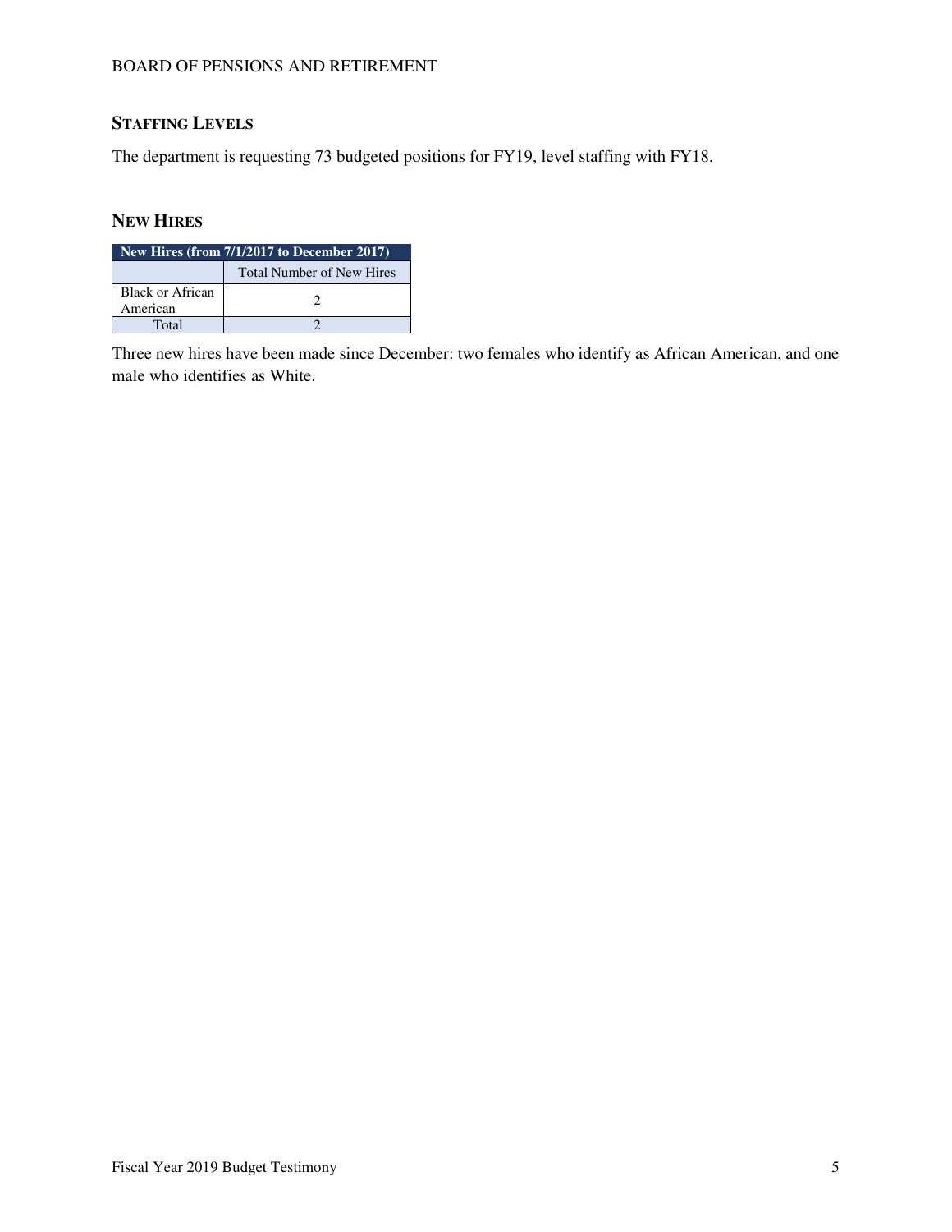## Staffing Levels

The department is requesting 73 budgeted positions for FY19, level staffing with FY18.

## New Hires

| New Hires (from 7/1/2017 to December 2017) | |
|---|---|
| | Total Number of New Hires |
| Black or African American | 2 |
| Total | 2 |

Three new hires have been made since December: two females who identify as African American, and one male who identifies as White.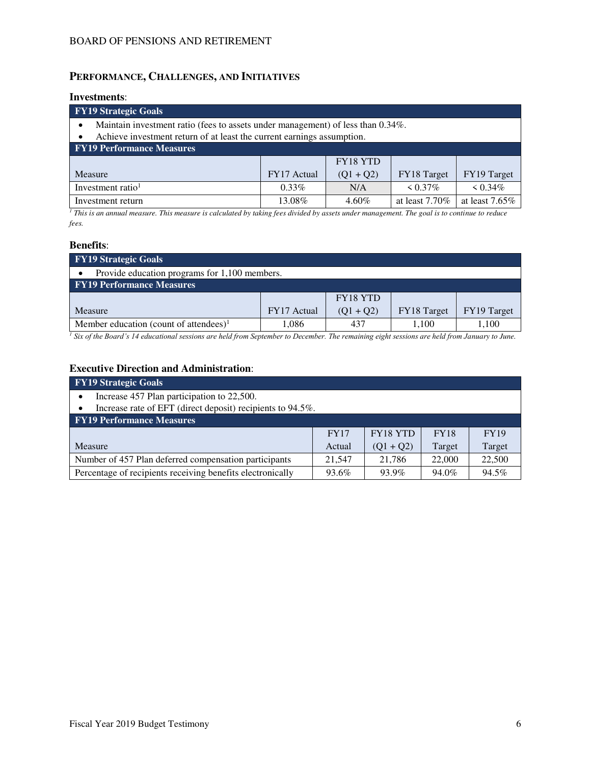## PERFORMANCE, CHALLENGES, AND INITIATIVES

### Investments:

| FY19 Strategic Goals | | | | |
|---|---|---|---|---|
| • Maintain investment ratio (fees to assets under management) of less than 0.34%. | | | | |
| • Achieve investment return of at least the current earnings assumption. | | | | |
| **FY19 Performance Measures** | | | | |
| Measure | FY17 Actual | FY18 YTD (Q1 + Q2) | FY18 Target | FY19 Target |
| Investment ratio[1] | 0.33% | N/A | < 0.37% | < 0.34% |
| Investment return | 13.08% | 4.60% | at least 7.70% | at least 7.65% |

*[1] This is an annual measure. This measure is calculated by taking fees divided by assets under management. The goal is to continue to reduce fees.*

### Benefits:

| FY19 Strategic Goals | | | | |
|---|---|---|---|---|
| • Provide education programs for 1,100 members. | | | | |
| **FY19 Performance Measures** | | | | |
| Measure | FY17 Actual | FY18 YTD (Q1 + Q2) | FY18 Target | FY19 Target |
| Member education (count of attendees)[1] | 1,086 | 437 | 1,100 | 1,100 |

*[1] Six of the Board's 14 educational sessions are held from September to December. The remaining eight sessions are held from January to June.*

### Executive Direction and Administration:

| FY19 Strategic Goals | | | | |
|---|---|---|---|---|
| • Increase 457 Plan participation to 22,500. | | | | |
| • Increase rate of EFT (direct deposit) recipients to 94.5%. | | | | |
| **FY19 Performance Measures** | | | | |
| Measure | FY17 Actual | FY18 YTD (Q1 + Q2) | FY18 Target | FY19 Target |
| Number of 457 Plan deferred compensation participants | 21,547 | 21,786 | 22,000 | 22,500 |
| Percentage of recipients receiving benefits electronically | 93.6% | 93.9% | 94.0% | 94.5% |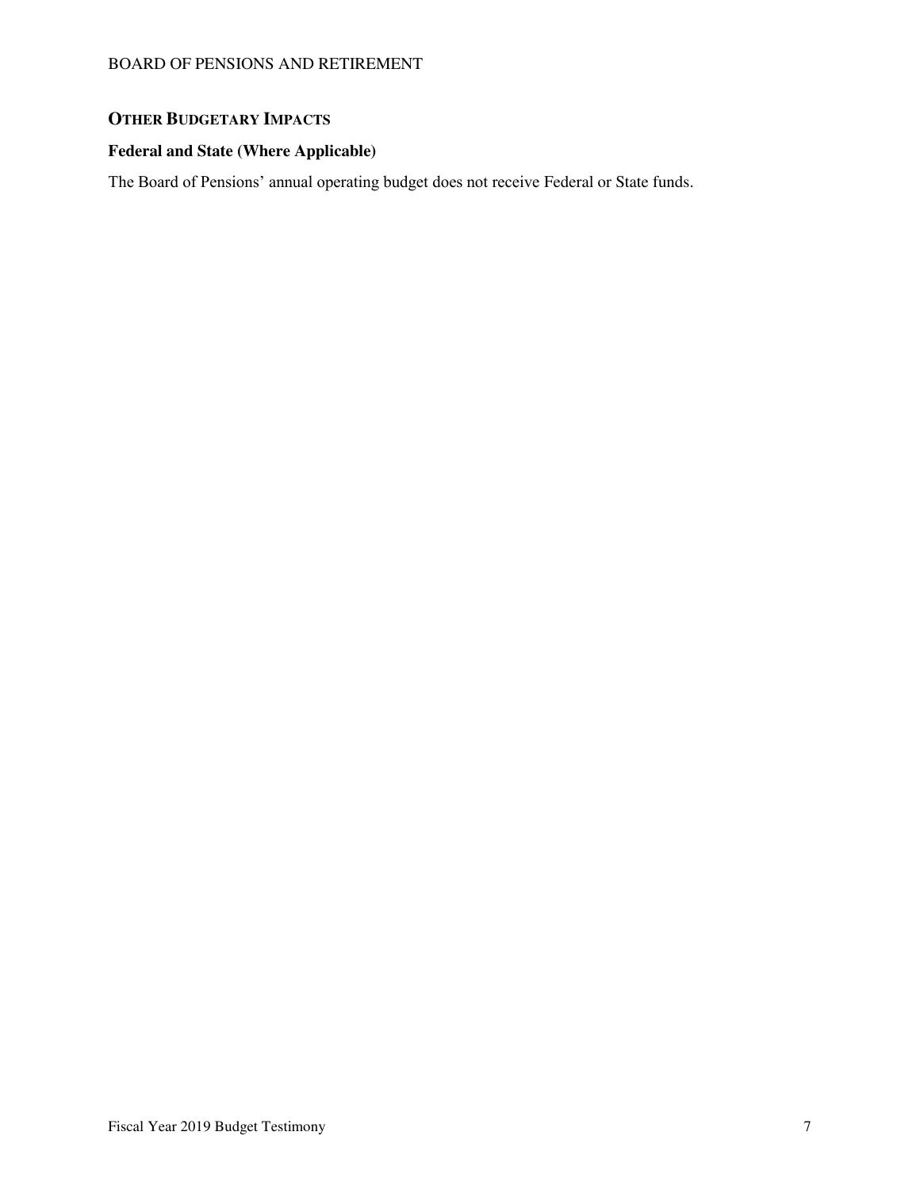## OTHER BUDGETARY IMPACTS

### Federal and State (Where Applicable)

The Board of Pensions' annual operating budget does not receive Federal or State funds.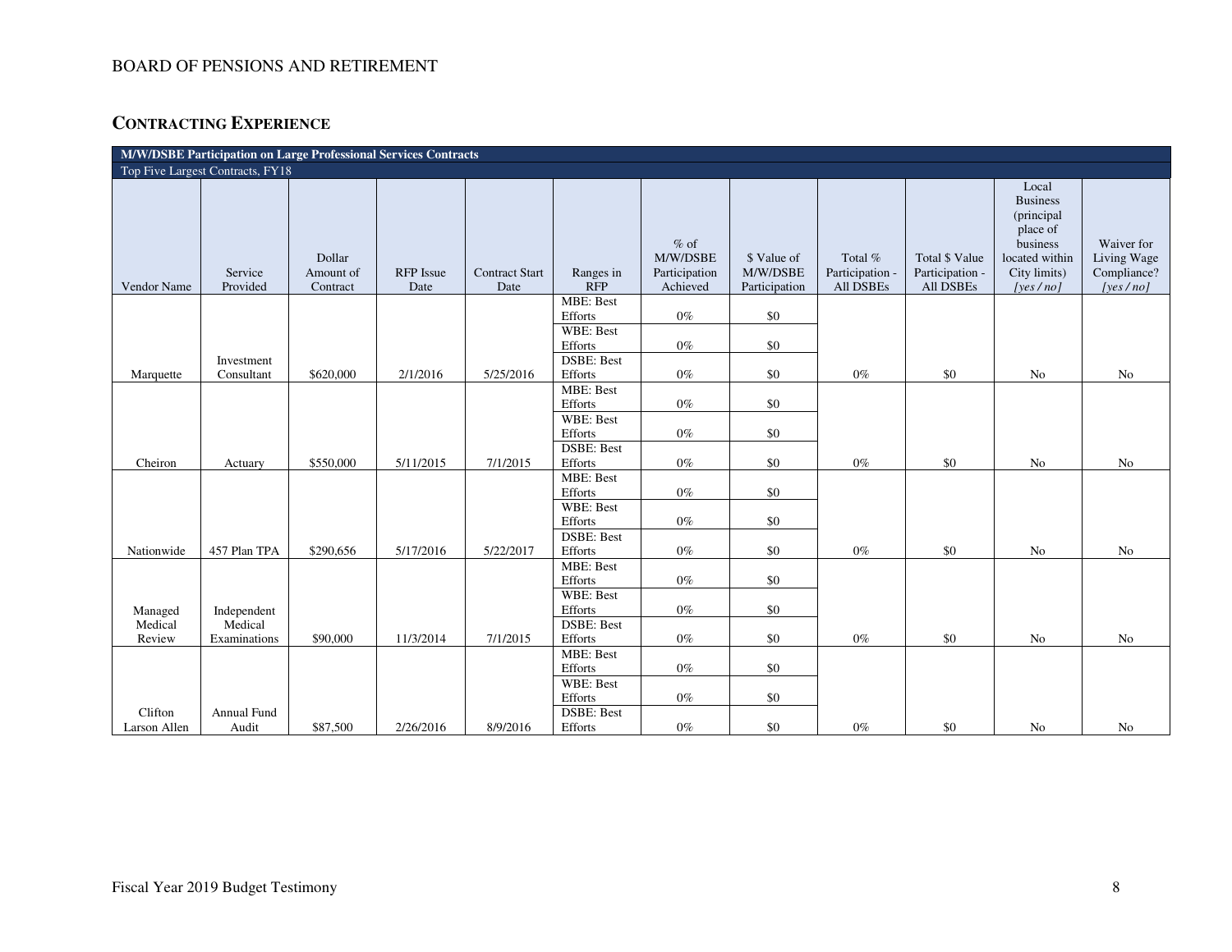BOARD OF PENSIONS AND RETIREMENT

## CONTRACTING EXPERIENCE

| M/W/DSBE Participation on Large Professional Services Contracts | | | | | | | | | | | |
|---|---|---|---|---|---|---|---|---|---|---|---|
| Top Five Largest Contracts, FY18 | | | | | | | | | | | |
| Vendor Name | Service Provided | Dollar Amount of Contract | RFP Issue Date | Contract Start Date | Ranges in RFP | % of M/W/DSBE Participation Achieved | $ Value of M/W/DSBE Participation | Total % Participation - All DSBEs | Total $ Value Participation - All DSBEs | Local Business (principal place of business located within City limits) *[yes / no]* | Waiver for Living Wage Compliance? *[yes / no]* |
| Marquette | Investment Consultant | $620,000 | 2/1/2016 | 5/25/2016 | MBE: Best Efforts | 0% | $0 | 0% | $0 | No | No |
| | | | | | WBE: Best Efforts | 0% | $0 | | | | |
| | | | | | DSBE: Best Efforts | 0% | $0 | | | | |
| Cheiron | Actuary | $550,000 | 5/11/2015 | 7/1/2015 | MBE: Best Efforts | 0% | $0 | 0% | $0 | No | No |
| | | | | | WBE: Best Efforts | 0% | $0 | | | | |
| | | | | | DSBE: Best Efforts | 0% | $0 | | | | |
| Nationwide | 457 Plan TPA | $290,656 | 5/17/2016 | 5/22/2017 | MBE: Best Efforts | 0% | $0 | 0% | $0 | No | No |
| | | | | | WBE: Best Efforts | 0% | $0 | | | | |
| | | | | | DSBE: Best Efforts | 0% | $0 | | | | |
| Managed Medical Review | Independent Medical Examinations | $90,000 | 11/3/2014 | 7/1/2015 | MBE: Best Efforts | 0% | $0 | 0% | $0 | No | No |
| | | | | | WBE: Best Efforts | 0% | $0 | | | | |
| | | | | | DSBE: Best Efforts | 0% | $0 | | | | |
| Clifton Larson Allen | Annual Fund Audit | $87,500 | 2/26/2016 | 8/9/2016 | MBE: Best Efforts | 0% | $0 | 0% | $0 | No | No |
| | | | | | WBE: Best Efforts | 0% | $0 | | | | |
| | | | | | DSBE: Best Efforts | 0% | $0 | | | | |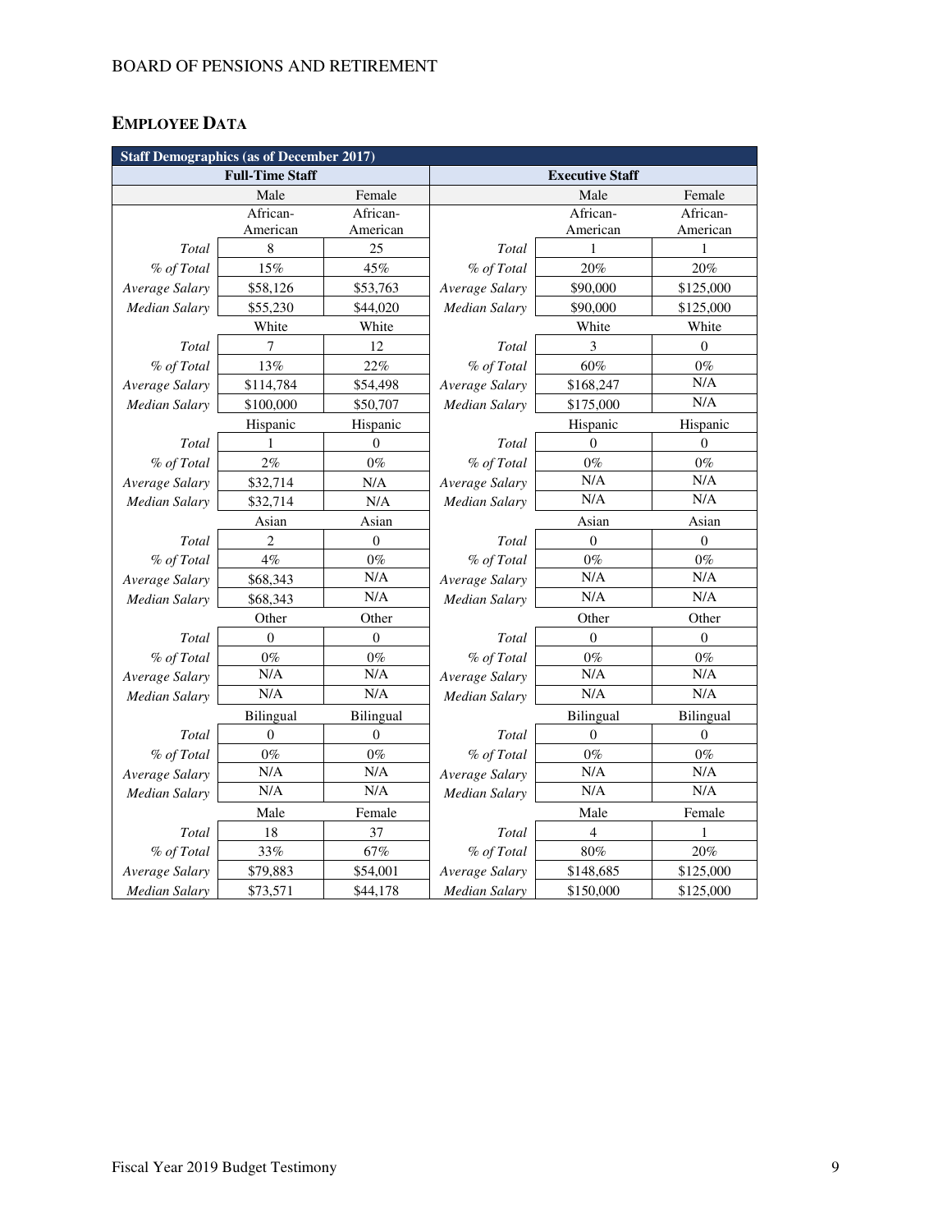## EMPLOYEE DATA

| Staff Demographics (as of December 2017) | | | | | |
|---|---|---|---|---|---|
| Full-Time Staff | | | Executive Staff | | |
| | Male | Female | | Male | Female |
| | African-American | African-American | | African-American | African-American |
| *Total* | 8 | 25 | *Total* | 1 | 1 |
| *% of Total* | 15% | 45% | *% of Total* | 20% | 20% |
| *Average Salary* | $58,126 | $53,763 | *Average Salary* | $90,000 | $125,000 |
| *Median Salary* | $55,230 | $44,020 | *Median Salary* | $90,000 | $125,000 |
| | White | White | | White | White |
| *Total* | 7 | 12 | *Total* | 3 | 0 |
| *% of Total* | 13% | 22% | *% of Total* | 60% | 0% |
| *Average Salary* | $114,784 | $54,498 | *Average Salary* | $168,247 | N/A |
| *Median Salary* | $100,000 | $50,707 | *Median Salary* | $175,000 | N/A |
| | Hispanic | Hispanic | | Hispanic | Hispanic |
| *Total* | 1 | 0 | *Total* | 0 | 0 |
| *% of Total* | 2% | 0% | *% of Total* | 0% | 0% |
| *Average Salary* | $32,714 | N/A | *Average Salary* | N/A | N/A |
| *Median Salary* | $32,714 | N/A | *Median Salary* | N/A | N/A |
| | Asian | Asian | | Asian | Asian |
| *Total* | 2 | 0 | *Total* | 0 | 0 |
| *% of Total* | 4% | 0% | *% of Total* | 0% | 0% |
| *Average Salary* | $68,343 | N/A | *Average Salary* | N/A | N/A |
| *Median Salary* | $68,343 | N/A | *Median Salary* | N/A | N/A |
| | Other | Other | | Other | Other |
| *Total* | 0 | 0 | *Total* | 0 | 0 |
| *% of Total* | 0% | 0% | *% of Total* | 0% | 0% |
| *Average Salary* | N/A | N/A | *Average Salary* | N/A | N/A |
| *Median Salary* | N/A | N/A | *Median Salary* | N/A | N/A |
| | Bilingual | Bilingual | | Bilingual | Bilingual |
| *Total* | 0 | 0 | *Total* | 0 | 0 |
| *% of Total* | 0% | 0% | *% of Total* | 0% | 0% |
| *Average Salary* | N/A | N/A | *Average Salary* | N/A | N/A |
| *Median Salary* | N/A | N/A | *Median Salary* | N/A | N/A |
| | Male | Female | | Male | Female |
| *Total* | 18 | 37 | *Total* | 4 | 1 |
| *% of Total* | 33% | 67% | *% of Total* | 80% | 20% |
| *Average Salary* | $79,883 | $54,001 | *Average Salary* | $148,685 | $125,000 |
| *Median Salary* | $73,571 | $44,178 | *Median Salary* | $150,000 | $125,000 |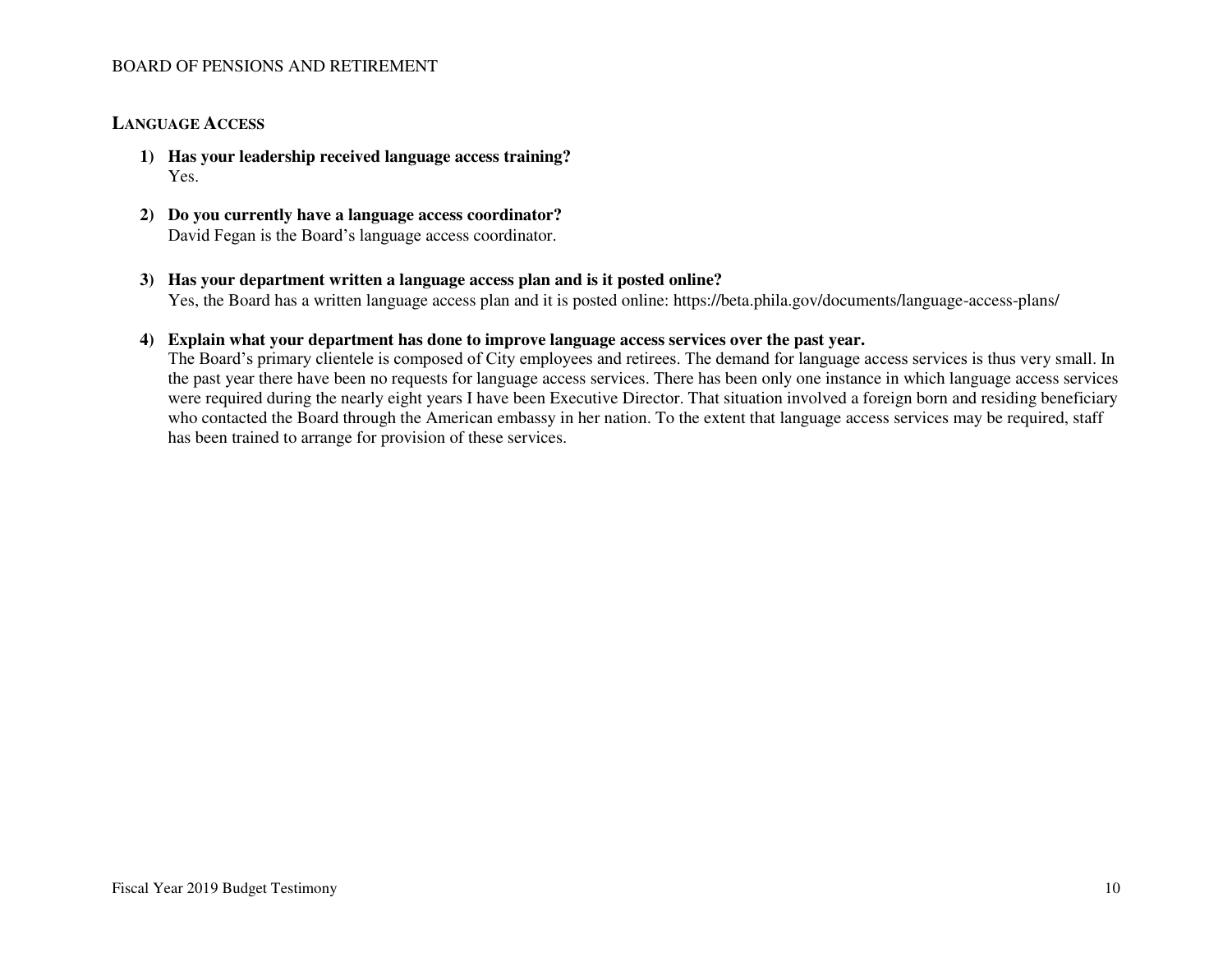## Language Access

1) **Has your leadership received language access training?**
Yes.

2) **Do you currently have a language access coordinator?**
David Fegan is the Board's language access coordinator.

3) **Has your department written a language access plan and is it posted online?**
Yes, the Board has a written language access plan and it is posted online: https://beta.phila.gov/documents/language-access-plans/

4) **Explain what your department has done to improve language access services over the past year.**
The Board's primary clientele is composed of City employees and retirees. The demand for language access services is thus very small. In the past year there have been no requests for language access services. There has been only one instance in which language access services were required during the nearly eight years I have been Executive Director. That situation involved a foreign born and residing beneficiary who contacted the Board through the American embassy in her nation. To the extent that language access services may be required, staff has been trained to arrange for provision of these services.